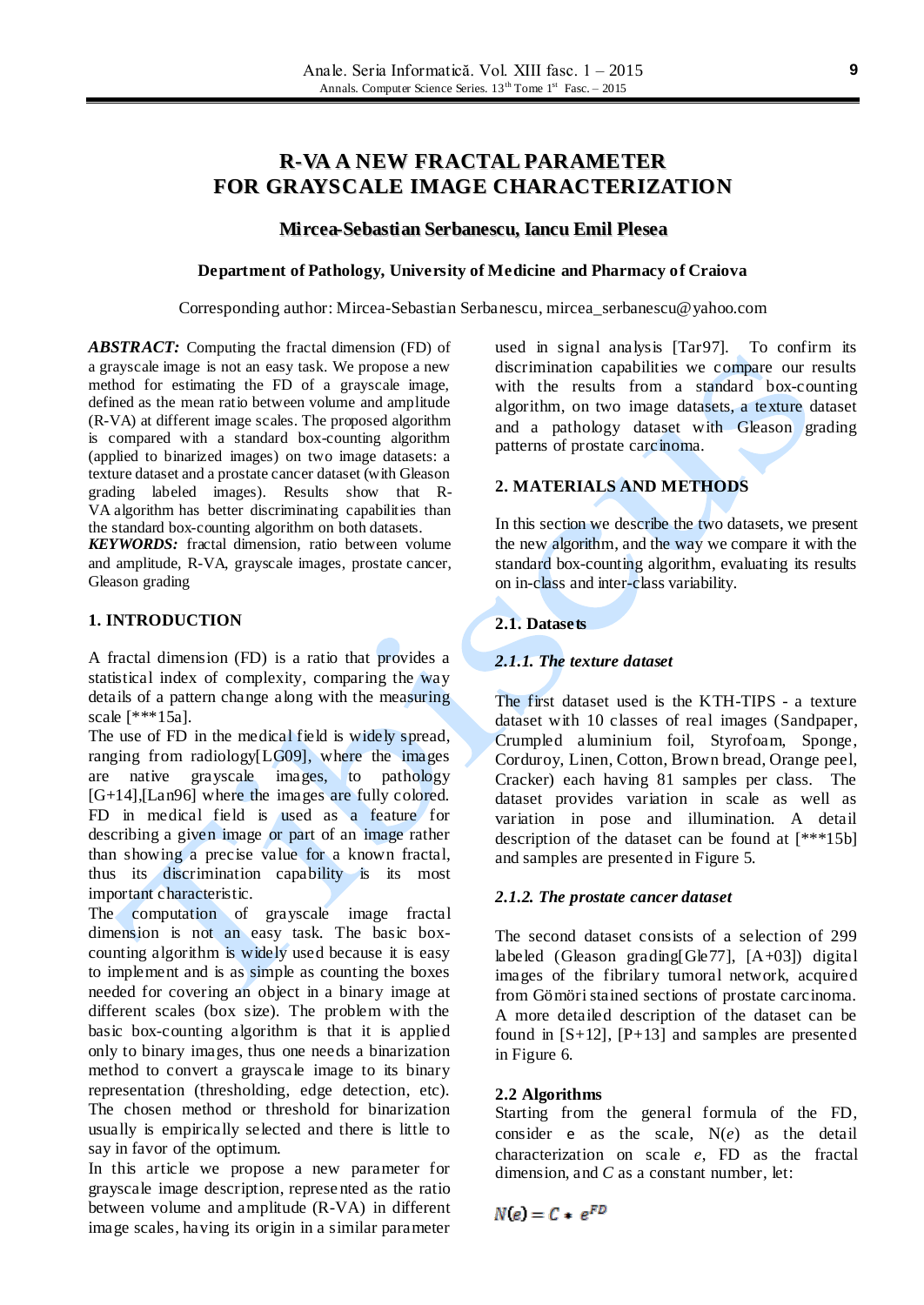# R-VA A NEW FRACTAL PARAMETER FOR GRAYSCALE IMAGE CHARACTERIZATION

**Mircea-Sebastian Serbanescu, Iancu Emil Plesea**

**Department of Pathology, University of Medicine and Pharmacy of Craiova**

Corresponding author: Mircea-Sebastian Serbanescu, mircea_serbanescu@yahoo.com

***ABSTRACT:*** Computing the fractal dimension (FD) of a grayscale image is not an easy task. We propose a new method for estimating the FD of a grayscale image, defined as the mean ratio between volume and amplitude (R-VA) at different image scales. The proposed algorithm is compared with a standard box-counting algorithm (applied to binarized images) on two image datasets: a texture dataset and a prostate cancer dataset (with Gleason grading labeled images). Results show that R-VA algorithm has better discriminating capabilities than the standard box-counting algorithm on both datasets.

***KEYWORDS:*** fractal dimension, ratio between volume and amplitude, R-VA, grayscale images, prostate cancer, Gleason grading

## 1. INTRODUCTION

A fractal dimension (FD) is a ratio that provides a statistical index of complexity, comparing the way details of a pattern change along with the measuring scale [***15a].

The use of FD in the medical field is widely spread, ranging from radiology[LG09], where the images are native grayscale images, to pathology [G+14],[Lan96] where the images are fully colored. FD in medical field is used as a feature for describing a given image or part of an image rather than showing a precise value for a known fractal, thus its discrimination capability is its most important characteristic.

The computation of grayscale image fractal dimension is not an easy task. The basic box-counting algorithm is widely used because it is easy to implement and is as simple as counting the boxes needed for covering an object in a binary image at different scales (box size). The problem with the basic box-counting algorithm is that it is applied only to binary images, thus one needs a binarization method to convert a grayscale image to its binary representation (thresholding, edge detection, etc). The chosen method or threshold for binarization usually is empirically selected and there is little to say in favor of the optimum.

In this article we propose a new parameter for grayscale image description, represented as the ratio between volume and amplitude (R-VA) in different image scales, having its origin in a similar parameter used in signal analysis [Tar97]. To confirm its discrimination capabilities we compare our results with the results from a standard box-counting algorithm, on two image datasets, a texture dataset and a pathology dataset with Gleason grading patterns of prostate carcinoma.

## 2. MATERIALS AND METHODS

In this section we describe the two datasets, we present the new algorithm, and the way we compare it with the standard box-counting algorithm, evaluating its results on in-class and inter-class variability.

### 2.1. Datasets

#### *2.1.1. The texture dataset*

The first dataset used is the KTH-TIPS - a texture dataset with 10 classes of real images (Sandpaper, Crumpled aluminium foil, Styrofoam, Sponge, Corduroy, Linen, Cotton, Brown bread, Orange peel, Cracker) each having 81 samples per class. The dataset provides variation in scale as well as variation in pose and illumination. A detail description of the dataset can be found at [***15b] and samples are presented in Figure 5.

#### *2.1.2. The prostate cancer dataset*

The second dataset consists of a selection of 299 labeled (Gleason grading[Gle77], [A+03]) digital images of the fibrilary tumoral network, acquired from Gömöri stained sections of prostate carcinoma. A more detailed description of the dataset can be found in [S+12], [P+13] and samples are presented in Figure 6.

### 2.2 Algorithms

Starting from the general formula of the FD, consider $e$ as the scale, $N(e)$ as the detail characterization on scale $e$, FD as the fractal dimension, and $C$ as a constant number, let:

$$N(e) = C * e^{FD}$$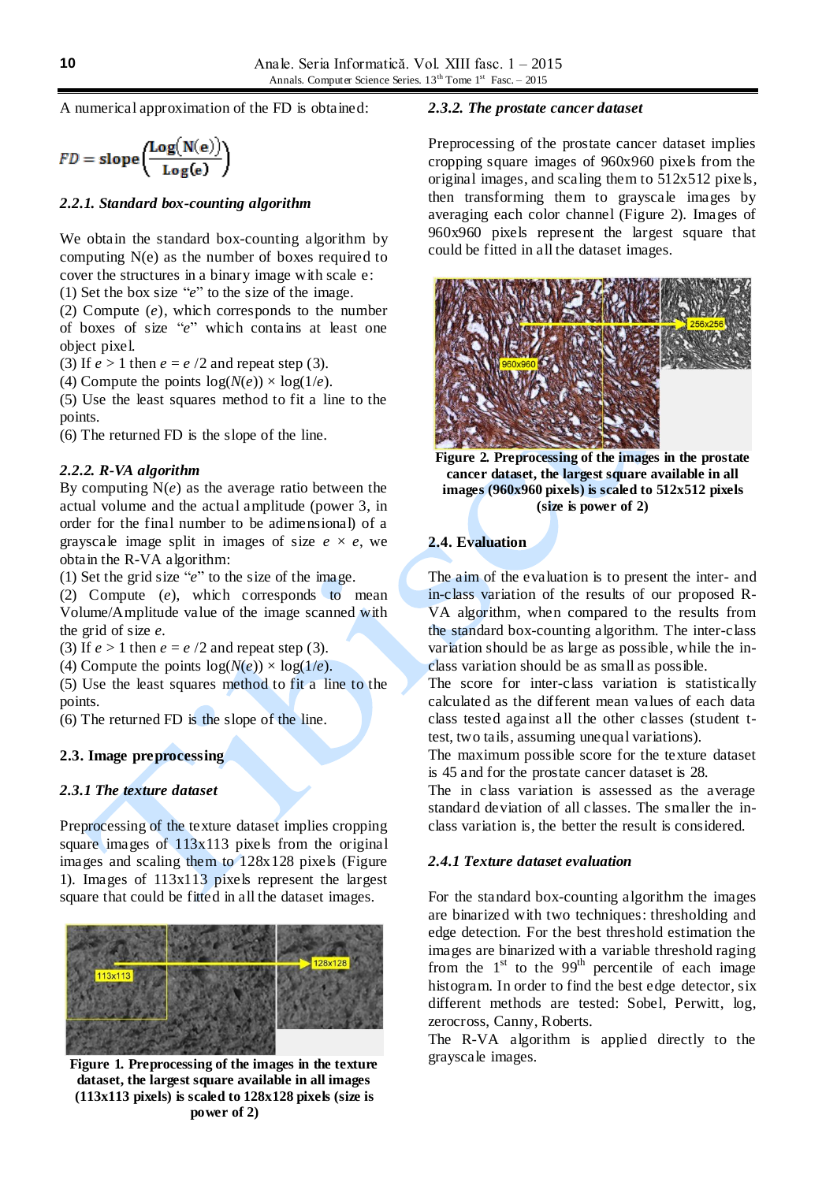A numerical approximation of the FD is obtained:

$$FD = \text{slope}\left(\frac{\text{Log}(N(e))}{\text{Log}(e)}\right)$$

### *2.2.1. Standard box-counting algorithm*

We obtain the standard box-counting algorithm by computing N(e) as the number of boxes required to cover the structures in a binary image with scale e:

(1) Set the box size "*e*" to the size of the image.
(2) Compute (*e*), which corresponds to the number of boxes of size "*e*" which contains at least one object pixel.
(3) If $e > 1$ then $e = e/2$ and repeat step (3).
(4) Compute the points $\log(N(e)) \times \log(1/e)$.
(5) Use the least squares method to fit a line to the points.
(6) The returned FD is the slope of the line.

### *2.2.2. R-VA algorithm*

By computing N(*e*) as the average ratio between the actual volume and the actual amplitude (power 3, in order for the final number to be adimensional) of a grayscale image split in images of size $e \times e$, we obtain the R-VA algorithm:

(1) Set the grid size "*e*" to the size of the image.
(2) Compute (*e*), which corresponds to mean Volume/Amplitude value of the image scanned with the grid of size *e*.
(3) If $e > 1$ then $e = e/2$ and repeat step (3).
(4) Compute the points $\log(N(e)) \times \log(1/e)$.
(5) Use the least squares method to fit a line to the points.
(6) The returned FD is the slope of the line.

## 2.3. Image preprocessing

### *2.3.1 The texture dataset*

Preprocessing of the texture dataset implies cropping square images of 113x113 pixels from the original images and scaling them to 128x128 pixels (Figure 1). Images of 113x113 pixels represent the largest square that could be fitted in all the dataset images.

**Figure 1. Preprocessing of the images in the texture dataset, the largest square available in all images (113x113 pixels) is scaled to 128x128 pixels (size is power of 2)**

### *2.3.2. The prostate cancer dataset*

Preprocessing of the prostate cancer dataset implies cropping square images of 960x960 pixels from the original images, and scaling them to 512x512 pixels, then transforming them to grayscale images by averaging each color channel (Figure 2). Images of 960x960 pixels represent the largest square that could be fitted in all the dataset images.

**Figure 2. Preprocessing of the images in the prostate cancer dataset, the largest square available in all images (960x960 pixels) is scaled to 512x512 pixels (size is power of 2)**

## 2.4. Evaluation

The aim of the evaluation is to present the inter- and in-class variation of the results of our proposed R-VA algorithm, when compared to the results from the standard box-counting algorithm. The inter-class variation should be as large as possible, while the in-class variation should be as small as possible.

The score for inter-class variation is statistically calculated as the different mean values of each data class tested against all the other classes (student t-test, two tails, assuming unequal variations).

The maximum possible score for the texture dataset is 45 and for the prostate cancer dataset is 28.

The in class variation is assessed as the average standard deviation of all classes. The smaller the in-class variation is, the better the result is considered.

### *2.4.1 Texture dataset evaluation*

For the standard box-counting algorithm the images are binarized with two techniques: thresholding and edge detection. For the best threshold estimation the images are binarized with a variable threshold raging from the 1st to the 99th percentile of each image histogram. In order to find the best edge detector, six different methods are tested: Sobel, Perwitt, log, zerocross, Canny, Roberts.

The R-VA algorithm is applied directly to the grayscale images.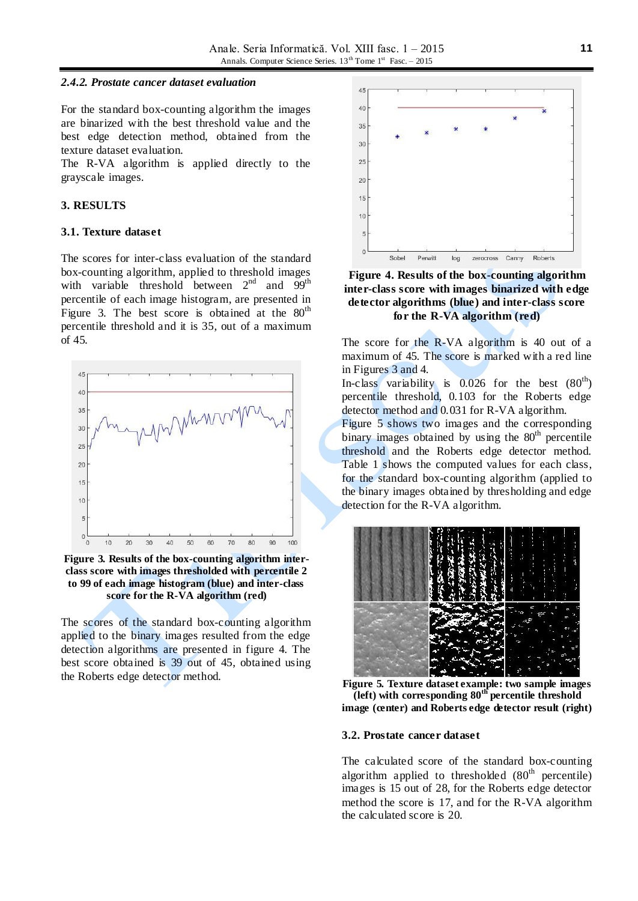#### *2.4.2. Prostate cancer dataset evaluation*

For the standard box-counting algorithm the images are binarized with the best threshold value and the best edge detection method, obtained from the texture dataset evaluation.
The R-VA algorithm is applied directly to the grayscale images.

## 3. RESULTS

### 3.1. Texture dataset

The scores for inter-class evaluation of the standard box-counting algorithm, applied to threshold images with variable threshold between $2^{nd}$ and $99^{th}$ percentile of each image histogram, are presented in Figure 3. The best score is obtained at the $80^{th}$ percentile threshold and it is 35, out of a maximum of 45.

**Figure 3. Results of the box-counting algorithm inter-class score with images thresholded with percentile 2 to 99 of each image histogram (blue) and inter-class score for the R-VA algorithm (red)**

The scores of the standard box-counting algorithm applied to the binary images resulted from the edge detection algorithms are presented in figure 4. The best score obtained is 39 out of 45, obtained using the Roberts edge detector method.

**Figure 4. Results of the box-counting algorithm inter-class score with images binarized with edge detector algorithms (blue) and inter-class score for the R-VA algorithm (red)**

The score for the R-VA algorithm is 40 out of a maximum of 45. The score is marked with a red line in Figures 3 and 4.
In-class variability is 0.026 for the best ($80^{th}$) percentile threshold, 0.103 for the Roberts edge detector method and 0.031 for R-VA algorithm.
Figure 5 shows two images and the corresponding binary images obtained by using the $80^{th}$ percentile threshold and the Roberts edge detector method. Table 1 shows the computed values for each class, for the standard box-counting algorithm (applied to the binary images obtained by thresholding and edge detection for the R-VA algorithm.

**Figure 5. Texture dataset example: two sample images (left) with corresponding $80^{th}$ percentile threshold image (center) and Roberts edge detector result (right)**

### 3.2. Prostate cancer dataset

The calculated score of the standard box-counting algorithm applied to thresholded ($80^{th}$ percentile) images is 15 out of 28, for the Roberts edge detector method the score is 17, and for the R-VA algorithm the calculated score is 20.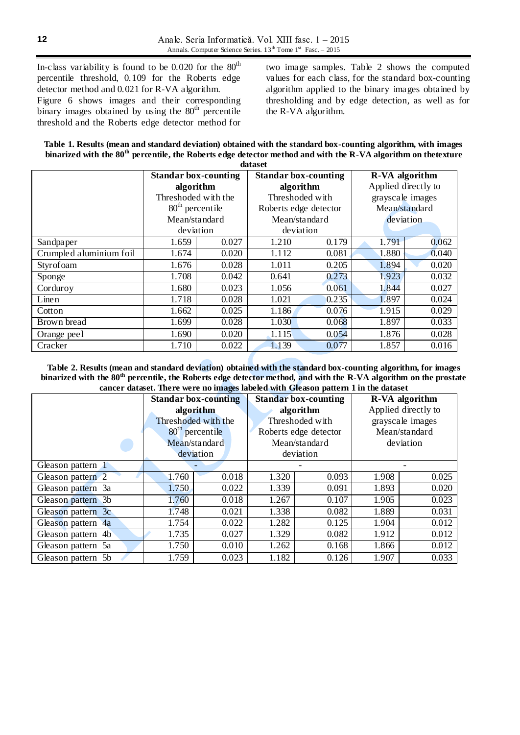In-class variability is found to be 0.020 for the 80th percentile threshold, 0.109 for the Roberts edge detector method and 0.021 for R-VA algorithm.

Figure 6 shows images and their corresponding binary images obtained by using the 80th percentile threshold and the Roberts edge detector method for two image samples. Table 2 shows the computed values for each class, for the standard box-counting algorithm applied to the binary images obtained by thresholding and by edge detection, as well as for the R-VA algorithm.

**Table 1. Results (mean and standard deviation) obtained with the standard box-counting algorithm, with images binarized with the 80th percentile, the Roberts edge detector method and with the R-VA algorithm on thetexture dataset**

| | **Standar box-counting algorithm** Thresholded with the 80th percentile Mean/standard deviation | | **Standar box-counting algorithm** Thresholded with Roberts edge detector Mean/standard deviation | | **R-VA algorithm** Applied directly to grayscale images Mean/standard deviation | |
|---|---|---|---|---|---|---|
| Sandpaper | 1.659 | 0.027 | 1.210 | 0.179 | 1.791 | 0.062 |
| Crumpled aluminium foil | 1.674 | 0.020 | 1.112 | 0.081 | 1.880 | 0.040 |
| Styrofoam | 1.676 | 0.028 | 1.011 | 0.205 | 1.894 | 0.020 |
| Sponge | 1.708 | 0.042 | 0.641 | 0.273 | 1.923 | 0.032 |
| Corduroy | 1.680 | 0.023 | 1.056 | 0.061 | 1.844 | 0.027 |
| Linen | 1.718 | 0.028 | 1.021 | 0.235 | 1.897 | 0.024 |
| Cotton | 1.662 | 0.025 | 1.186 | 0.076 | 1.915 | 0.029 |
| Brown bread | 1.699 | 0.028 | 1.030 | 0.068 | 1.897 | 0.033 |
| Orange peel | 1.690 | 0.020 | 1.115 | 0.054 | 1.876 | 0.028 |
| Cracker | 1.710 | 0.022 | 1.139 | 0.077 | 1.857 | 0.016 |

**Table 2. Results (mean and standard deviation) obtained with the standard box-counting algorithm, for images binarized with the 80th percentile, the Roberts edge detector method, and with the R-VA algorithm on the prostate cancer dataset. There were no images labeled with Gleason pattern 1 in the dataset**

| | **Standar box-counting algorithm** Thresholded with the 80th percentile Mean/standard deviation | | **Standar box-counting algorithm** Thresholded with Roberts edge detector Mean/standard deviation | | **R-VA algorithm** Applied directly to grayscale images Mean/standard deviation | |
|---|---|---|---|---|---|---|
| Gleason pattern 1 | - | | - | | - | |
| Gleason pattern 2 | 1.760 | 0.018 | 1.320 | 0.093 | 1.908 | 0.025 |
| Gleason pattern 3a | 1.750 | 0.022 | 1.339 | 0.091 | 1.893 | 0.020 |
| Gleason pattern 3b | 1.760 | 0.018 | 1.267 | 0.107 | 1.905 | 0.023 |
| Gleason pattern 3c | 1.748 | 0.021 | 1.338 | 0.082 | 1.889 | 0.031 |
| Gleason pattern 4a | 1.754 | 0.022 | 1.282 | 0.125 | 1.904 | 0.012 |
| Gleason pattern 4b | 1.735 | 0.027 | 1.329 | 0.082 | 1.912 | 0.012 |
| Gleason pattern 5a | 1.750 | 0.010 | 1.262 | 0.168 | 1.866 | 0.012 |
| Gleason pattern 5b | 1.759 | 0.023 | 1.182 | 0.126 | 1.907 | 0.033 |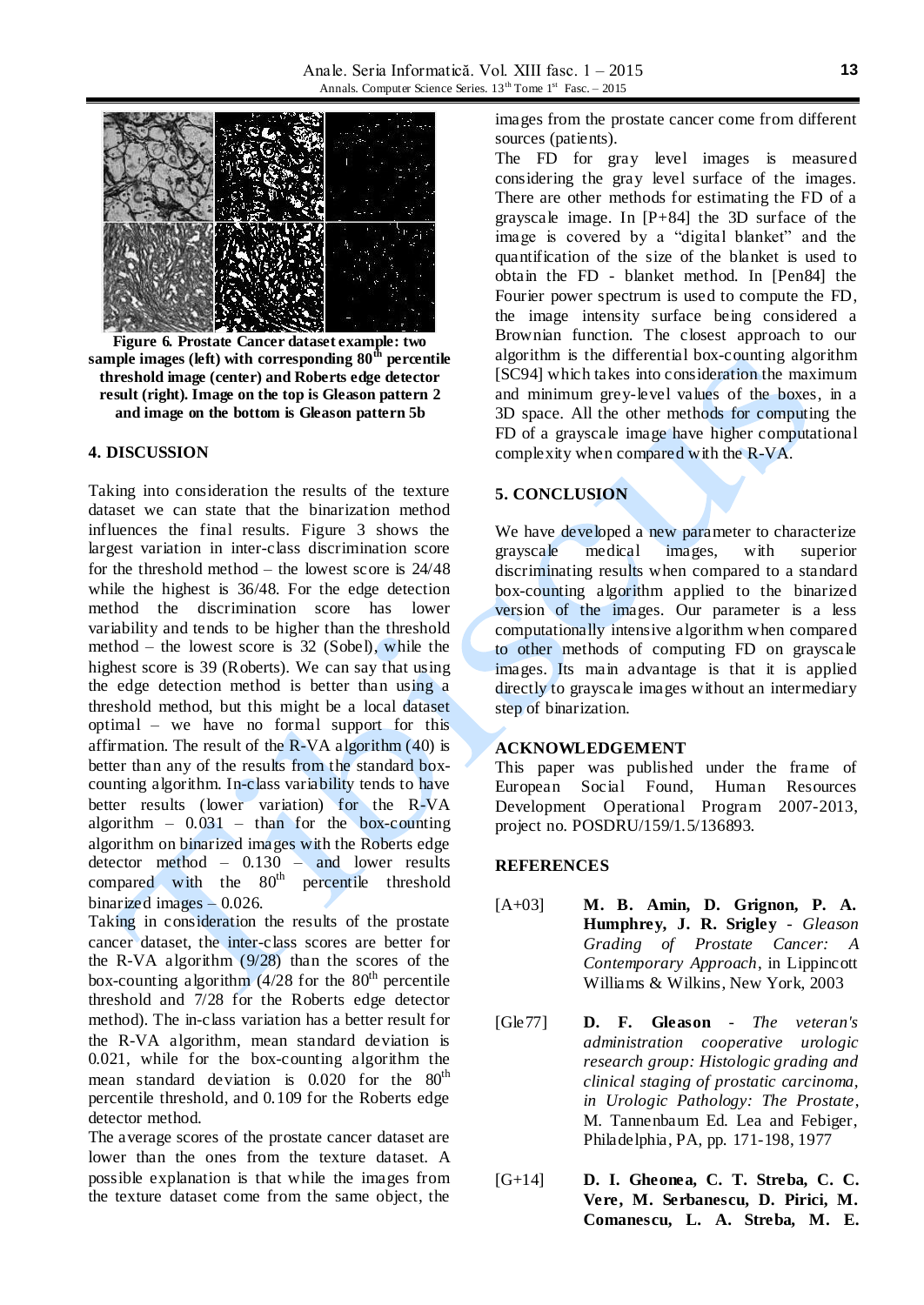**Figure 6. Prostate Cancer dataset example: two sample images (left) with corresponding 80th percentile threshold image (center) and Roberts edge detector result (right). Image on the top is Gleason pattern 2 and image on the bottom is Gleason pattern 5b**

## 4. DISCUSSION

Taking into consideration the results of the texture dataset we can state that the binarization method influences the final results. Figure 3 shows the largest variation in inter-class discrimination score for the threshold method – the lowest score is 24/48 while the highest is 36/48. For the edge detection method the discrimination score has lower variability and tends to be higher than the threshold method – the lowest score is 32 (Sobel), while the highest score is 39 (Roberts). We can say that using the edge detection method is better than using a threshold method, but this might be a local dataset optimal – we have no formal support for this affirmation. The result of the R-VA algorithm (40) is better than any of the results from the standard box-counting algorithm. In-class variability tends to have better results (lower variation) for the R-VA algorithm – 0.031 – than for the box-counting algorithm on binarized images with the Roberts edge detector method – 0.130 – and lower results compared with the 80th percentile threshold binarized images – 0.026.

Taking in consideration the results of the prostate cancer dataset, the inter-class scores are better for the R-VA algorithm (9/28) than the scores of the box-counting algorithm (4/28 for the 80th percentile threshold and 7/28 for the Roberts edge detector method). The in-class variation has a better result for the R-VA algorithm, mean standard deviation is 0.021, while for the box-counting algorithm the mean standard deviation is 0.020 for the 80th percentile threshold, and 0.109 for the Roberts edge detector method.

The average scores of the prostate cancer dataset are lower than the ones from the texture dataset. A possible explanation is that while the images from the texture dataset come from the same object, the images from the prostate cancer come from different sources (patients).

The FD for gray level images is measured considering the gray level surface of the images. There are other methods for estimating the FD of a grayscale image. In [P+84] the 3D surface of the image is covered by a "digital blanket" and the quantification of the size of the blanket is used to obtain the FD - blanket method. In [Pen84] the Fourier power spectrum is used to compute the FD, the image intensity surface being considered a Brownian function. The closest approach to our algorithm is the differential box-counting algorithm [SC94] which takes into consideration the maximum and minimum grey-level values of the boxes, in a 3D space. All the other methods for computing the FD of a grayscale image have higher computational complexity when compared with the R-VA.

## 5. CONCLUSION

We have developed a new parameter to characterize grayscale medical images, with superior discriminating results when compared to a standard box-counting algorithm applied to the binarized version of the images. Our parameter is a less computationally intensive algorithm when compared to other methods of computing FD on grayscale images. Its main advantage is that it is applied directly to grayscale images without an intermediary step of binarization.

## ACKNOWLEDGEMENT

This paper was published under the frame of European Social Found, Human Resources Development Operational Program 2007-2013, project no. POSDRU/159/1.5/136893.

## REFERENCES

[A+03] **M. B. Amin, D. Grignon, P. A. Humphrey, J. R. Srigley** - *Gleason Grading of Prostate Cancer: A Contemporary Approach*, in Lippincott Williams & Wilkins, New York, 2003

[Gle77] **D. F. Gleason** - *The veteran's administration cooperative urologic research group: Histologic grading and clinical staging of prostatic carcinoma, in Urologic Pathology: The Prostate*, M. Tannenbaum Ed. Lea and Febiger, Philadelphia, PA, pp. 171-198, 1977

[G+14] **D. I. Gheonea, C. T. Streba, C. C. Vere, M. Serbanescu, D. Pirici, M. Comanescu, L. A. Streba, M. E.**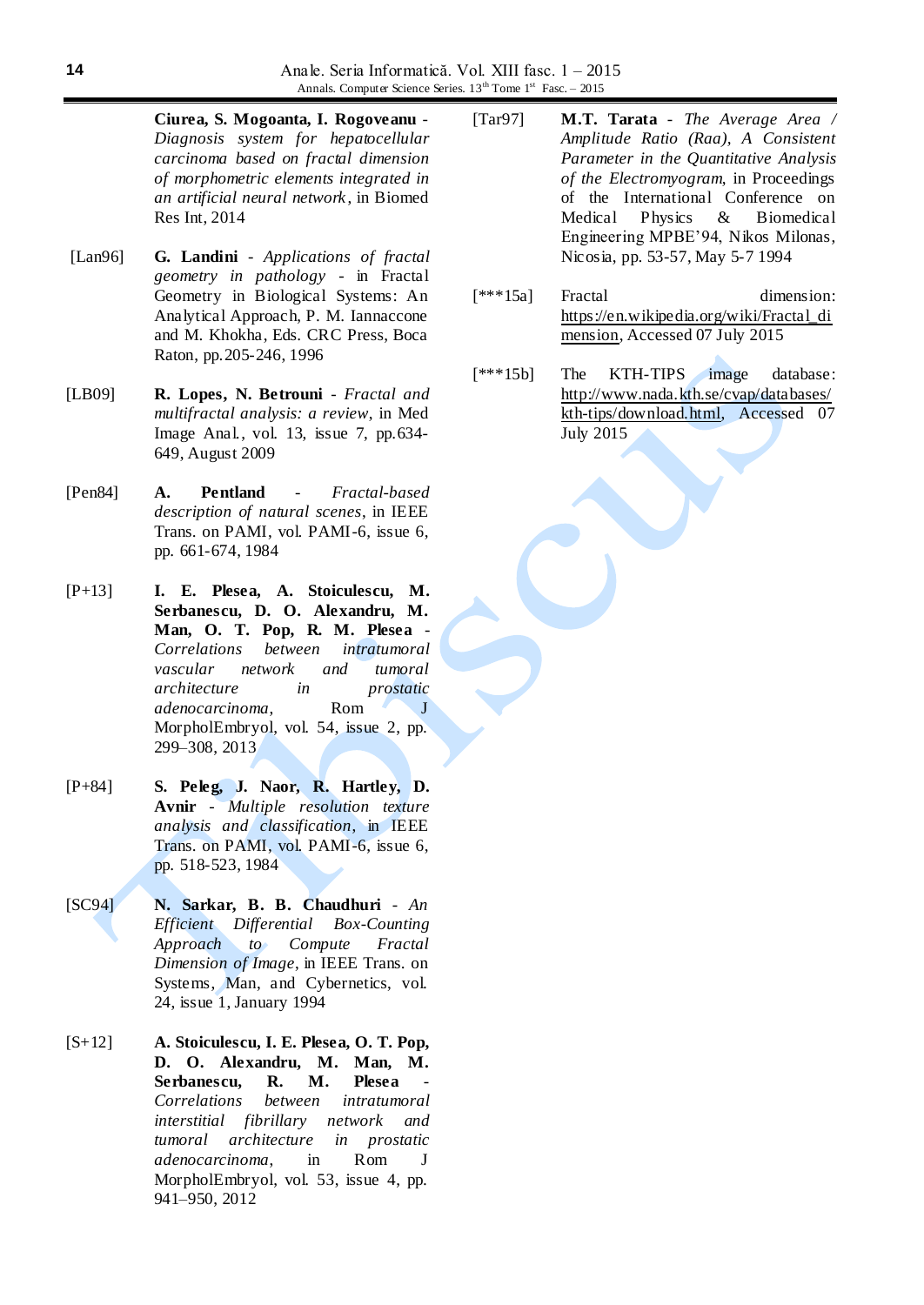**Ciurea, S. Mogoanta, I. Rogoveanu** - *Diagnosis system for hepatocellular carcinoma based on fractal dimension of morphometric elements integrated in an artificial neural network*, in Biomed Res Int, 2014

[Lan96] **G. Landini** - *Applications of fractal geometry in pathology* - in Fractal Geometry in Biological Systems: An Analytical Approach, P. M. Iannaccone and M. Khokha, Eds. CRC Press, Boca Raton, pp.205-246, 1996

[LB09] **R. Lopes, N. Betrouni** - *Fractal and multifractal analysis: a review*, in Med Image Anal., vol. 13, issue 7, pp.634-649, August 2009

[Pen84] **A. Pentland** - *Fractal-based description of natural scenes*, in IEEE Trans. on PAMI, vol. PAMI-6, issue 6, pp. 661-674, 1984

[P+13] **I. E. Plesea, A. Stoiculescu, M. Serbanescu, D. O. Alexandru, M. Man, O. T. Pop, R. M. Plesea** - *Correlations between intratumoral vascular network and tumoral architecture in prostatic adenocarcinoma*, Rom J MorpholEmbryol, vol. 54, issue 2, pp. 299–308, 2013

[P+84] **S. Peleg, J. Naor, R. Hartley, D. Avnir** - *Multiple resolution texture analysis and classification*, in IEEE Trans. on PAMI, vol. PAMI-6, issue 6, pp. 518-523, 1984

[SC94] **N. Sarkar, B. B. Chaudhuri** - *An Efficient Differential Box-Counting Approach to Compute Fractal Dimension of Image*, in IEEE Trans. on Systems, Man, and Cybernetics, vol. 24, issue 1, January 1994

[S+12] **A. Stoiculescu, I. E. Plesea, O. T. Pop, D. O. Alexandru, M. Man, M. Serbanescu, R. M. Plesea** - *Correlations between intratumoral interstitial fibrillary network and tumoral architecture in prostatic adenocarcinoma*, in Rom J MorpholEmbryol, vol. 53, issue 4, pp. 941–950, 2012

[Tar97] **M.T. Tarata** - *The Average Area / Amplitude Ratio (Raa), A Consistent Parameter in the Quantitative Analysis of the Electromyogram*, in Proceedings of the International Conference on Medical Physics & Biomedical Engineering MPBE'94, Nikos Milonas, Nicosia, pp. 53-57, May 5-7 1994

[***15a] Fractal dimension: https://en.wikipedia.org/wiki/Fractal_dimension, Accessed 07 July 2015

[***15b] The KTH-TIPS image database: http://www.nada.kth.se/cvap/databases/kth-tips/download.html, Accessed 07 July 2015